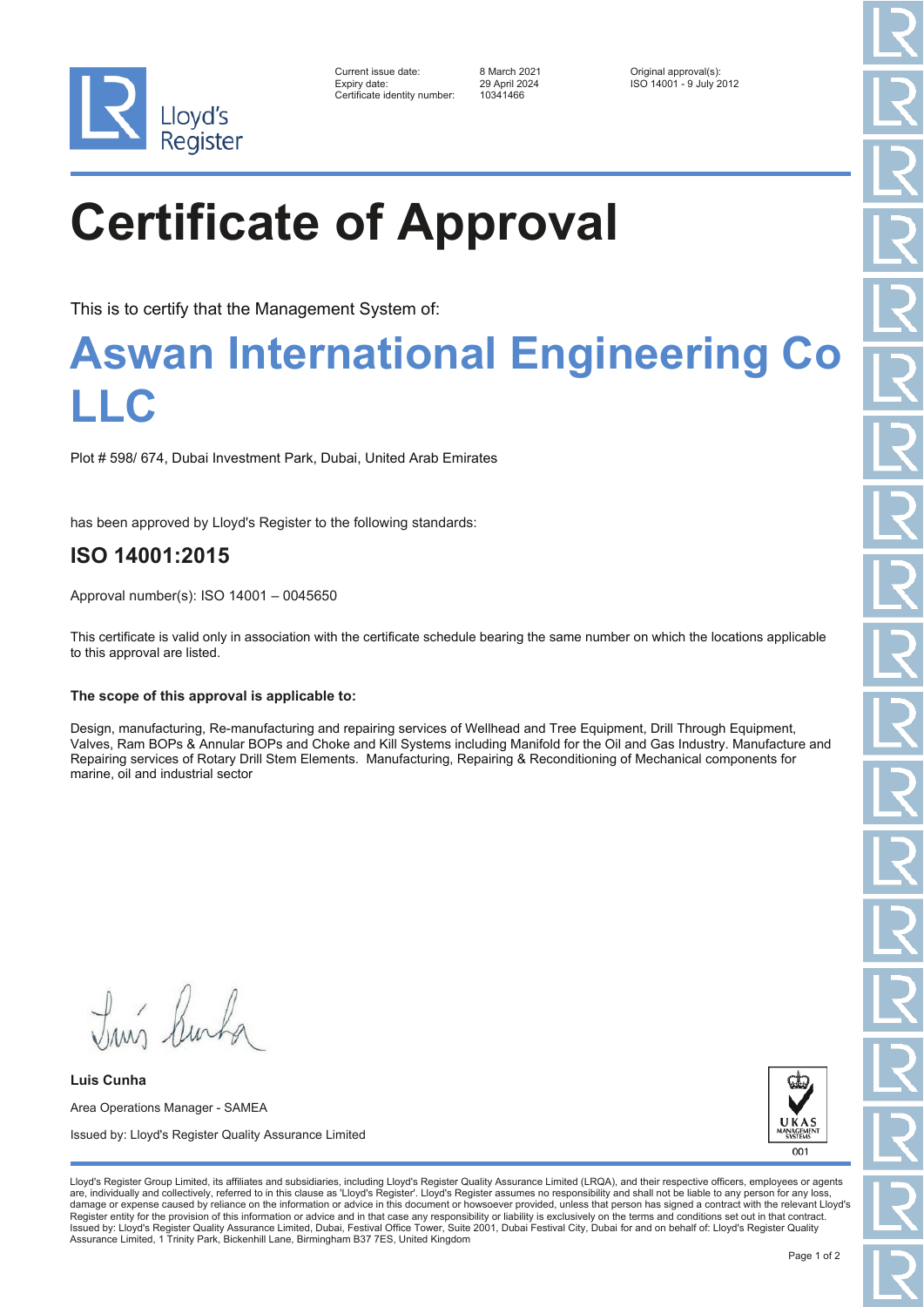Lloyd's Register

Current issue date: 8 March 2021
Expiry date: 29 April 2024
Certificate identity number: 10341466

Original approval(s):
ISO 14001 - 9 July 2012

# Certificate of Approval

This is to certify that the Management System of:

## Aswan International Engineering Co LLC

Plot # 598/ 674, Dubai Investment Park, Dubai, United Arab Emirates

has been approved by Lloyd's Register to the following standards:

## ISO 14001:2015

Approval number(s): ISO 14001 – 0045650

This certificate is valid only in association with the certificate schedule bearing the same number on which the locations applicable to this approval are listed.

**The scope of this approval is applicable to:**

Design, manufacturing, Re-manufacturing and repairing services of Wellhead and Tree Equipment, Drill Through Equipment, Valves, Ram BOPs & Annular BOPs and Choke and Kill Systems including Manifold for the Oil and Gas Industry. Manufacture and Repairing services of Rotary Drill Stem Elements. Manufacturing, Repairing & Reconditioning of Mechanical components for marine, oil and industrial sector

**Luis Cunha**

Area Operations Manager - SAMEA

Issued by: Lloyd's Register Quality Assurance Limited

UKAS MANAGEMENT SYSTEMS 001

Lloyd's Register Group Limited, its affiliates and subsidiaries, including Lloyd's Register Quality Assurance Limited (LRQA), and their respective officers, employees or agents are, individually and collectively, referred to in this clause as 'Lloyd's Register'. Lloyd's Register assumes no responsibility and shall not be liable to any person for any loss, damage or expense caused by reliance on the information or advice in this document or howsoever provided, unless that person has signed a contract with the relevant Lloyd's Register entity for the provision of this information or advice and in that case any responsibility or liability is exclusively on the terms and conditions set out in that contract.
Issued by: Lloyd's Register Quality Assurance Limited, Dubai, Festival Office Tower, Suite 2001, Dubai Festival City, Dubai for and on behalf of: Lloyd's Register Quality Assurance Limited, 1 Trinity Park, Bickenhill Lane, Birmingham B37 7ES, United Kingdom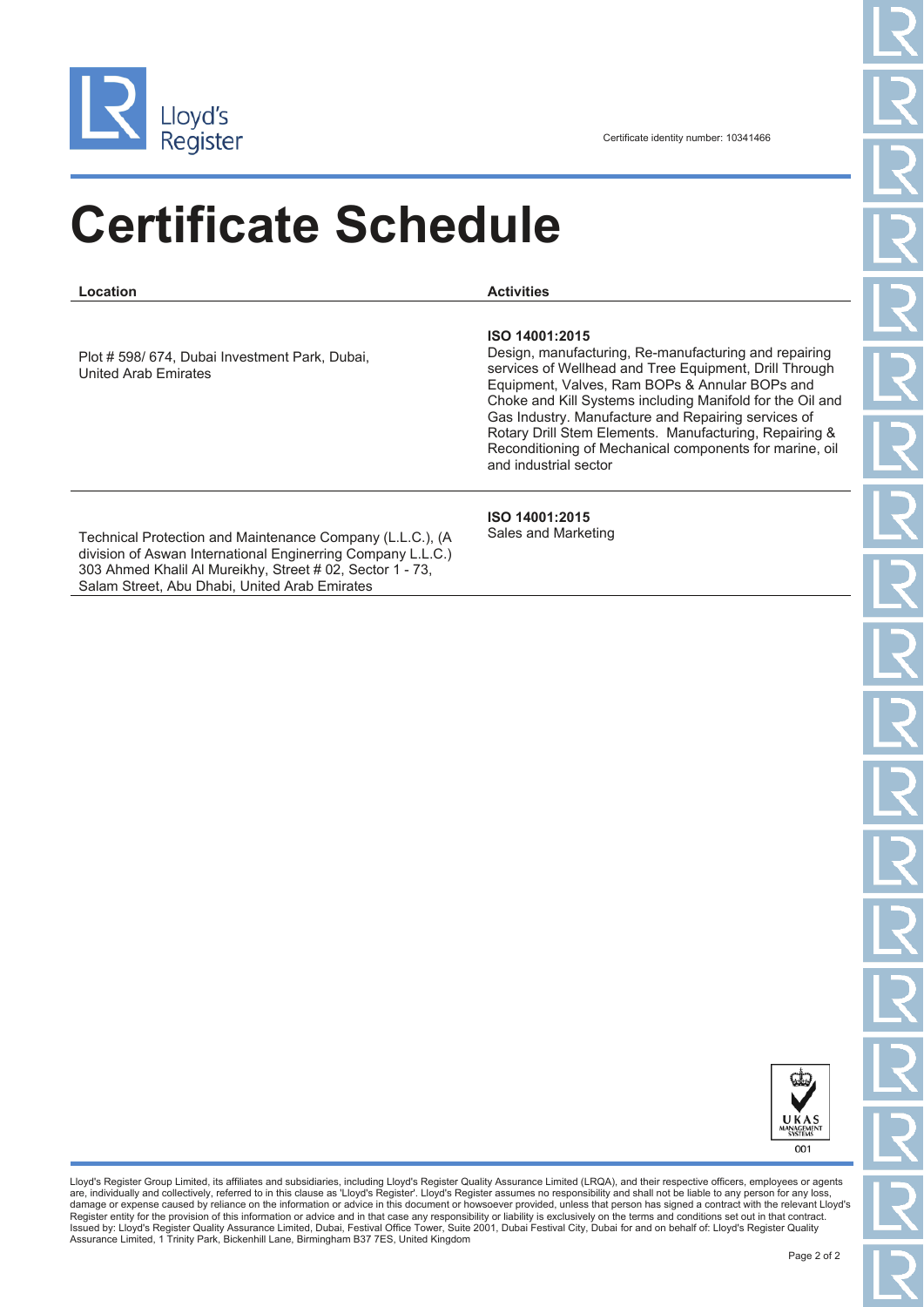Certificate identity number: 10341466

# Certificate Schedule

| Location | Activities |
| --- | --- |
| Plot # 598/ 674, Dubai Investment Park, Dubai, United Arab Emirates | **ISO 14001:2015** Design, manufacturing, Re-manufacturing and repairing services of Wellhead and Tree Equipment, Drill Through Equipment, Valves, Ram BOPs & Annular BOPs and Choke and Kill Systems including Manifold for the Oil and Gas Industry. Manufacture and Repairing services of Rotary Drill Stem Elements. Manufacturing, Repairing & Reconditioning of Mechanical components for marine, oil and industrial sector |
| Technical Protection and Maintenance Company (L.L.C.), (A division of Aswan International Enginerring Company L.L.C.) 303 Ahmed Khalil Al Mureikhy, Street # 02, Sector 1 - 73, Salam Street, Abu Dhabi, United Arab Emirates | **ISO 14001:2015** Sales and Marketing |

UKAS MANAGEMENT SYSTEMS
001

Lloyd's Register Group Limited, its affiliates and subsidiaries, including Lloyd's Register Quality Assurance Limited (LRQA), and their respective officers, employees or agents are, individually and collectively, referred to in this clause as 'Lloyd's Register'. Lloyd's Register assumes no responsibility and shall not be liable to any person for any loss, damage or expense caused by reliance on the information or advice in this document or howsoever provided, unless that person has signed a contract with the relevant Lloyd's Register entity for the provision of this information or advice and in that case any responsibility or liability is exclusively on the terms and conditions set out in that contract.
Issued by: Lloyd's Register Quality Assurance Limited, Dubai, Festival Office Tower, Suite 2001, Dubai Festival City, Dubai for and on behalf of: Lloyd's Register Quality Assurance Limited, 1 Trinity Park, Bickenhill Lane, Birmingham B37 7ES, United Kingdom